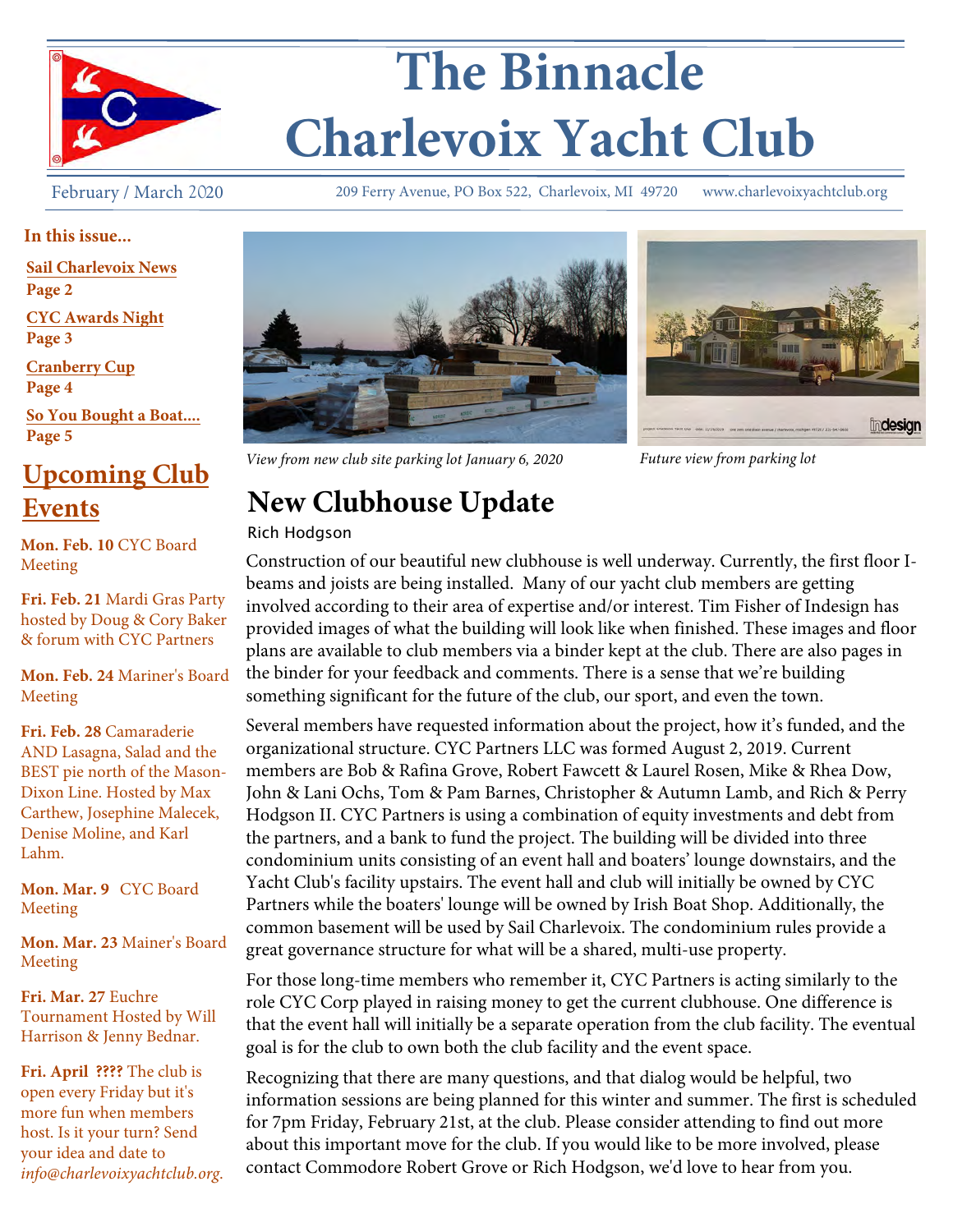# The Binnacle
# Charlevoix Yacht Club

February / March 2020

209 Ferry Avenue, PO Box 522, Charlevoix, MI 49720 www.charlevoixyachtclub.org

**In this issue...**

**Sail Charlevoix News**
**Page 2**

**CYC Awards Night**
**Page 3**

**Cranberry Cup**
**Page 4**

**So You Bought a Boat....**
**Page 5**

## Upcoming Club Events

**Mon. Feb. 10** CYC Board Meeting

**Fri. Feb. 21** Mardi Gras Party hosted by Doug & Cory Baker & forum with CYC Partners

**Mon. Feb. 24** Mariner's Board Meeting

**Fri. Feb. 28** Camaraderie AND Lasagna, Salad and the BEST pie north of the Mason-Dixon Line. Hosted by Max Carthew, Josephine Malecek, Denise Moline, and Karl Lahm.

**Mon. Mar. 9** CYC Board Meeting

**Mon. Mar. 23** Mainer's Board Meeting

**Fri. Mar. 27** Euchre Tournament Hosted by Will Harrison & Jenny Bednar.

**Fri. April ????** The club is open every Friday but it's more fun when members host. Is it your turn? Send your idea and date to *info@charlevoixyachtclub.org.*

*View from new club site parking lot January 6, 2020*

*Future view from parking lot*

## New Clubhouse Update

Rich Hodgson

Construction of our beautiful new clubhouse is well underway. Currently, the first floor I-beams and joists are being installed. Many of our yacht club members are getting involved according to their area of expertise and/or interest. Tim Fisher of Indesign has provided images of what the building will look like when finished. These images and floor plans are available to club members via a binder kept at the club. There are also pages in the binder for your feedback and comments. There is a sense that we're building something significant for the future of the club, our sport, and even the town.

Several members have requested information about the project, how it's funded, and the organizational structure. CYC Partners LLC was formed August 2, 2019. Current members are Bob & Rafina Grove, Robert Fawcett & Laurel Rosen, Mike & Rhea Dow, John & Lani Ochs, Tom & Pam Barnes, Christopher & Autumn Lamb, and Rich & Perry Hodgson II. CYC Partners is using a combination of equity investments and debt from the partners, and a bank to fund the project. The building will be divided into three condominium units consisting of an event hall and boaters' lounge downstairs, and the Yacht Club's facility upstairs. The event hall and club will initially be owned by CYC Partners while the boaters' lounge will be owned by Irish Boat Shop. Additionally, the common basement will be used by Sail Charlevoix. The condominium rules provide a great governance structure for what will be a shared, multi-use property.

For those long-time members who remember it, CYC Partners is acting similarly to the role CYC Corp played in raising money to get the current clubhouse. One difference is that the event hall will initially be a separate operation from the club facility. The eventual goal is for the club to own both the club facility and the event space.

Recognizing that there are many questions, and that dialog would be helpful, two information sessions are being planned for this winter and summer. The first is scheduled for 7pm Friday, February 21st, at the club. Please consider attending to find out more about this important move for the club. If you would like to be more involved, please contact Commodore Robert Grove or Rich Hodgson, we'd love to hear from you.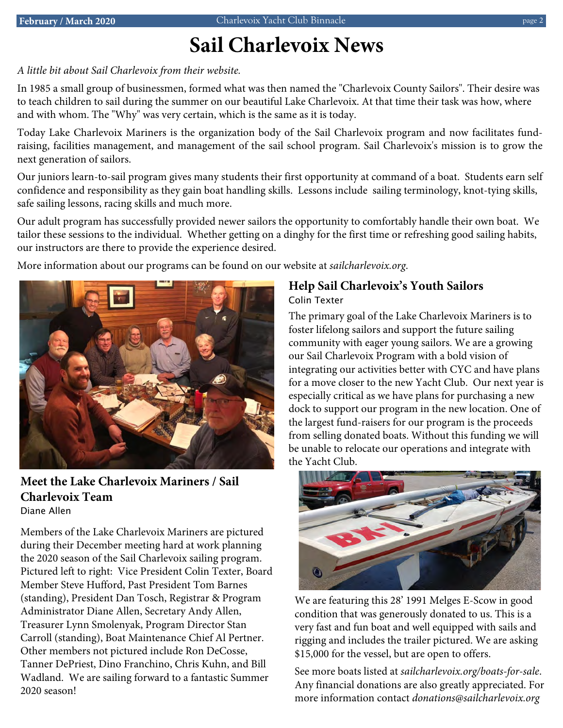// Sail Charlevoix News

*A little bit about Sail Charlevoix from their website.*

In 1985 a small group of businessmen, formed what was then named the "Charlevoix County Sailors". Their desire was to teach children to sail during the summer on our beautiful Lake Charlevoix. At that time their task was how, where and with whom. The "Why" was very certain, which is the same as it is today.

Today Lake Charlevoix Mariners is the organization body of the Sail Charlevoix program and now facilitates fund-raising, facilities management, and management of the sail school program. Sail Charlevoix's mission is to grow the next generation of sailors.

Our juniors learn-to-sail program gives many students their first opportunity at command of a boat. Students earn self confidence and responsibility as they gain boat handling skills. Lessons include sailing terminology, knot-tying skills, safe sailing lessons, racing skills and much more.

Our adult program has successfully provided newer sailors the opportunity to comfortably handle their own boat. We tailor these sessions to the individual. Whether getting on a dinghy for the first time or refreshing good sailing habits, our instructors are there to provide the experience desired.

More information about our programs can be found on our website at *sailcharlevoix.org*.

## Meet the Lake Charlevoix Mariners / Sail Charlevoix Team

Diane Allen

Members of the Lake Charlevoix Mariners are pictured during their December meeting hard at work planning the 2020 season of the Sail Charlevoix sailing program. Pictured left to right: Vice President Colin Texter, Board Member Steve Hufford, Past President Tom Barnes (standing), President Dan Tosch, Registrar & Program Administrator Diane Allen, Secretary Andy Allen, Treasurer Lynn Smolenyak, Program Director Stan Carroll (standing), Boat Maintenance Chief Al Pertner. Other members not pictured include Ron DeCosse, Tanner DePriest, Dino Franchino, Chris Kuhn, and Bill Wadland. We are sailing forward to a fantastic Summer 2020 season!

## Help Sail Charlevoix's Youth Sailors

Colin Texter

The primary goal of the Lake Charlevoix Mariners is to foster lifelong sailors and support the future sailing community with eager young sailors. We are a growing our Sail Charlevoix Program with a bold vision of integrating our activities better with CYC and have plans for a move closer to the new Yacht Club. Our next year is especially critical as we have plans for purchasing a new dock to support our program in the new location. One of the largest fund-raisers for our program is the proceeds from selling donated boats. Without this funding we will be unable to relocate our operations and integrate with the Yacht Club.

We are featuring this 28' 1991 Melges E-Scow in good condition that was generously donated to us. This is a very fast and fun boat and well equipped with sails and rigging and includes the trailer pictured. We are asking $15,000 for the vessel, but are open to offers.

See more boats listed at *sailcharlevoix.org/boats-for-sale*. Any financial donations are also greatly appreciated. For more information contact *donations@sailcharlevoix.org*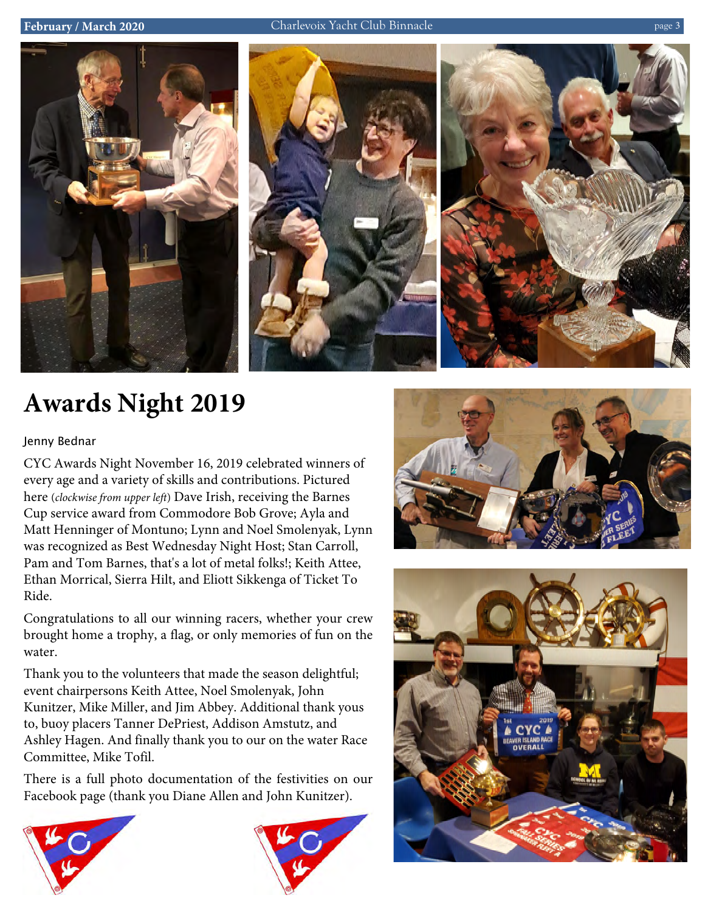# Awards Night 2019

Jenny Bednar

CYC Awards Night November 16, 2019 celebrated winners of every age and a variety of skills and contributions. Pictured here (*clockwise from upper left*) Dave Irish, receiving the Barnes Cup service award from Commodore Bob Grove; Ayla and Matt Henninger of Montuno; Lynn and Noel Smolenyak, Lynn was recognized as Best Wednesday Night Host; Stan Carroll, Pam and Tom Barnes, that's a lot of metal folks!; Keith Attee, Ethan Morrical, Sierra Hilt, and Eliott Sikkenga of Ticket To Ride.

Congratulations to all our winning racers, whether your crew brought home a trophy, a flag, or only memories of fun on the water.

Thank you to the volunteers that made the season delightful; event chairpersons Keith Attee, Noel Smolenyak, John Kunitzer, Mike Miller, and Jim Abbey. Additional thank yous to, buoy placers Tanner DePriest, Addison Amstutz, and Ashley Hagen. And finally thank you to our on the water Race Committee, Mike Tofil.

There is a full photo documentation of the festivities on our Facebook page (thank you Diane Allen and John Kunitzer).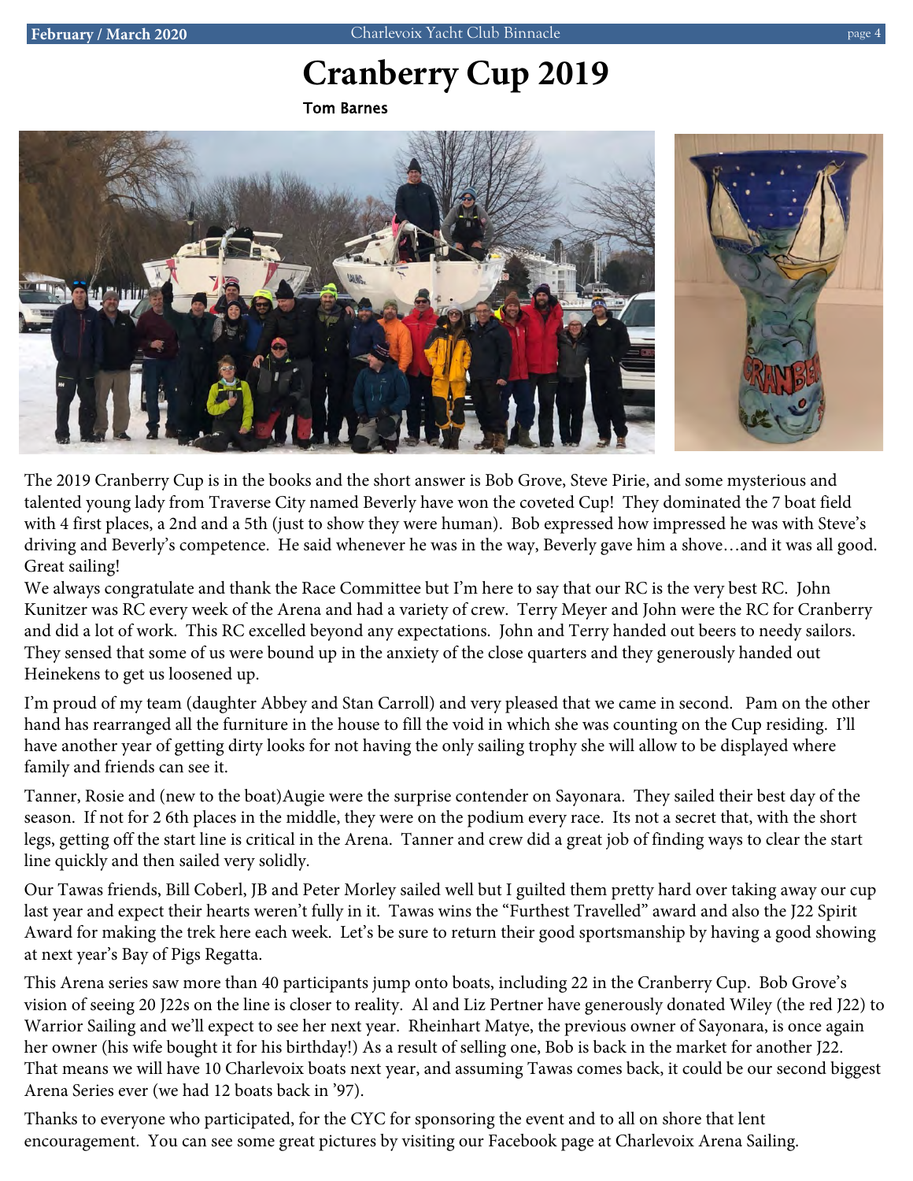# Cranberry Cup 2019

**Tom Barnes**

The 2019 Cranberry Cup is in the books and the short answer is Bob Grove, Steve Pirie, and some mysterious and talented young lady from Traverse City named Beverly have won the coveted Cup! They dominated the 7 boat field with 4 first places, a 2nd and a 5th (just to show they were human). Bob expressed how impressed he was with Steve's driving and Beverly's competence. He said whenever he was in the way, Beverly gave him a shove…and it was all good. Great sailing!

We always congratulate and thank the Race Committee but I'm here to say that our RC is the very best RC. John Kunitzer was RC every week of the Arena and had a variety of crew. Terry Meyer and John were the RC for Cranberry and did a lot of work. This RC excelled beyond any expectations. John and Terry handed out beers to needy sailors. They sensed that some of us were bound up in the anxiety of the close quarters and they generously handed out Heinekens to get us loosened up.

I'm proud of my team (daughter Abbey and Stan Carroll) and very pleased that we came in second. Pam on the other hand has rearranged all the furniture in the house to fill the void in which she was counting on the Cup residing. I'll have another year of getting dirty looks for not having the only sailing trophy she will allow to be displayed where family and friends can see it.

Tanner, Rosie and (new to the boat)Augie were the surprise contender on Sayonara. They sailed their best day of the season. If not for 2 6th places in the middle, they were on the podium every race. Its not a secret that, with the short legs, getting off the start line is critical in the Arena. Tanner and crew did a great job of finding ways to clear the start line quickly and then sailed very solidly.

Our Tawas friends, Bill Coberl, JB and Peter Morley sailed well but I guilted them pretty hard over taking away our cup last year and expect their hearts weren't fully in it. Tawas wins the "Furthest Travelled" award and also the J22 Spirit Award for making the trek here each week. Let's be sure to return their good sportsmanship by having a good showing at next year's Bay of Pigs Regatta.

This Arena series saw more than 40 participants jump onto boats, including 22 in the Cranberry Cup. Bob Grove's vision of seeing 20 J22s on the line is closer to reality. Al and Liz Pertner have generously donated Wiley (the red J22) to Warrior Sailing and we'll expect to see her next year. Rheinhart Matye, the previous owner of Sayonara, is once again her owner (his wife bought it for his birthday!) As a result of selling one, Bob is back in the market for another J22. That means we will have 10 Charlevoix boats next year, and assuming Tawas comes back, it could be our second biggest Arena Series ever (we had 12 boats back in '97).

Thanks to everyone who participated, for the CYC for sponsoring the event and to all on shore that lent encouragement. You can see some great pictures by visiting our Facebook page at Charlevoix Arena Sailing.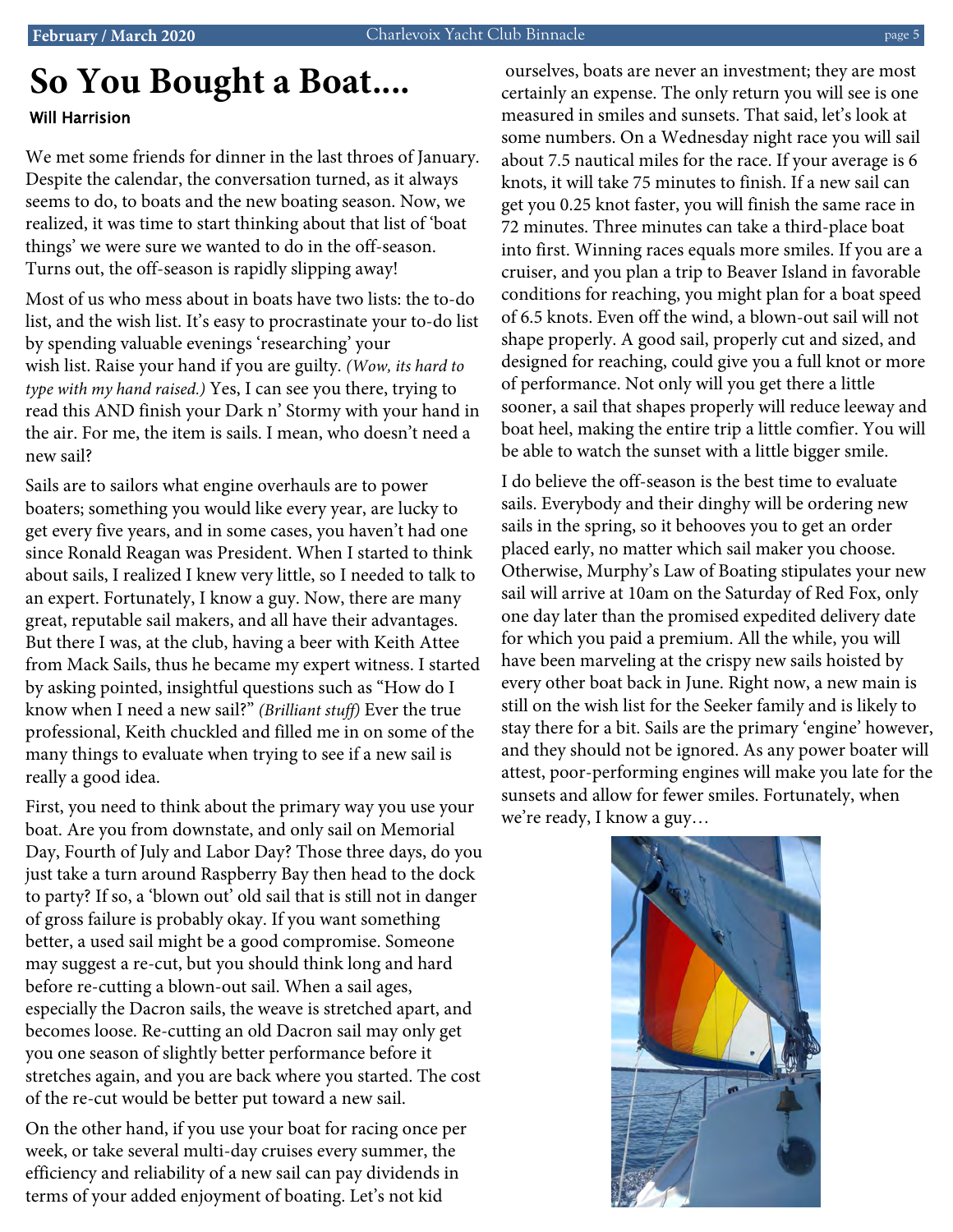# So You Bought a Boat....

**Will Harrision**

We met some friends for dinner in the last throes of January. Despite the calendar, the conversation turned, as it always seems to do, to boats and the new boating season. Now, we realized, it was time to start thinking about that list of 'boat things' we were sure we wanted to do in the off-season. Turns out, the off-season is rapidly slipping away!

Most of us who mess about in boats have two lists: the to-do list, and the wish list. It's easy to procrastinate your to-do list by spending valuable evenings 'researching' your wish list. Raise your hand if you are guilty. *(Wow, its hard to type with my hand raised.)* Yes, I can see you there, trying to read this AND finish your Dark n' Stormy with your hand in the air. For me, the item is sails. I mean, who doesn't need a new sail?

Sails are to sailors what engine overhauls are to power boaters; something you would like every year, are lucky to get every five years, and in some cases, you haven't had one since Ronald Reagan was President. When I started to think about sails, I realized I knew very little, so I needed to talk to an expert. Fortunately, I know a guy. Now, there are many great, reputable sail makers, and all have their advantages. But there I was, at the club, having a beer with Keith Attee from Mack Sails, thus he became my expert witness. I started by asking pointed, insightful questions such as "How do I know when I need a new sail?" *(Brilliant stuff)* Ever the true professional, Keith chuckled and filled me in on some of the many things to evaluate when trying to see if a new sail is really a good idea.

First, you need to think about the primary way you use your boat. Are you from downstate, and only sail on Memorial Day, Fourth of July and Labor Day? Those three days, do you just take a turn around Raspberry Bay then head to the dock to party? If so, a 'blown out' old sail that is still not in danger of gross failure is probably okay. If you want something better, a used sail might be a good compromise. Someone may suggest a re-cut, but you should think long and hard before re-cutting a blown-out sail. When a sail ages, especially the Dacron sails, the weave is stretched apart, and becomes loose. Re-cutting an old Dacron sail may only get you one season of slightly better performance before it stretches again, and you are back where you started. The cost of the re-cut would be better put toward a new sail.

On the other hand, if you use your boat for racing once per week, or take several multi-day cruises every summer, the efficiency and reliability of a new sail can pay dividends in terms of your added enjoyment of boating. Let's not kid ourselves, boats are never an investment; they are most certainly an expense. The only return you will see is one measured in smiles and sunsets. That said, let's look at some numbers. On a Wednesday night race you will sail about 7.5 nautical miles for the race. If your average is 6 knots, it will take 75 minutes to finish. If a new sail can get you 0.25 knot faster, you will finish the same race in 72 minutes. Three minutes can take a third-place boat into first. Winning races equals more smiles. If you are a cruiser, and you plan a trip to Beaver Island in favorable conditions for reaching, you might plan for a boat speed of 6.5 knots. Even off the wind, a blown-out sail will not shape properly. A good sail, properly cut and sized, and designed for reaching, could give you a full knot or more of performance. Not only will you get there a little sooner, a sail that shapes properly will reduce leeway and boat heel, making the entire trip a little comfier. You will be able to watch the sunset with a little bigger smile.

I do believe the off-season is the best time to evaluate sails. Everybody and their dinghy will be ordering new sails in the spring, so it behooves you to get an order placed early, no matter which sail maker you choose. Otherwise, Murphy's Law of Boating stipulates your new sail will arrive at 10am on the Saturday of Red Fox, only one day later than the promised expedited delivery date for which you paid a premium. All the while, you will have been marveling at the crispy new sails hoisted by every other boat back in June. Right now, a new main is still on the wish list for the Seeker family and is likely to stay there for a bit. Sails are the primary 'engine' however, and they should not be ignored. As any power boater will attest, poor-performing engines will make you late for the sunsets and allow for fewer smiles. Fortunately, when we're ready, I know a guy…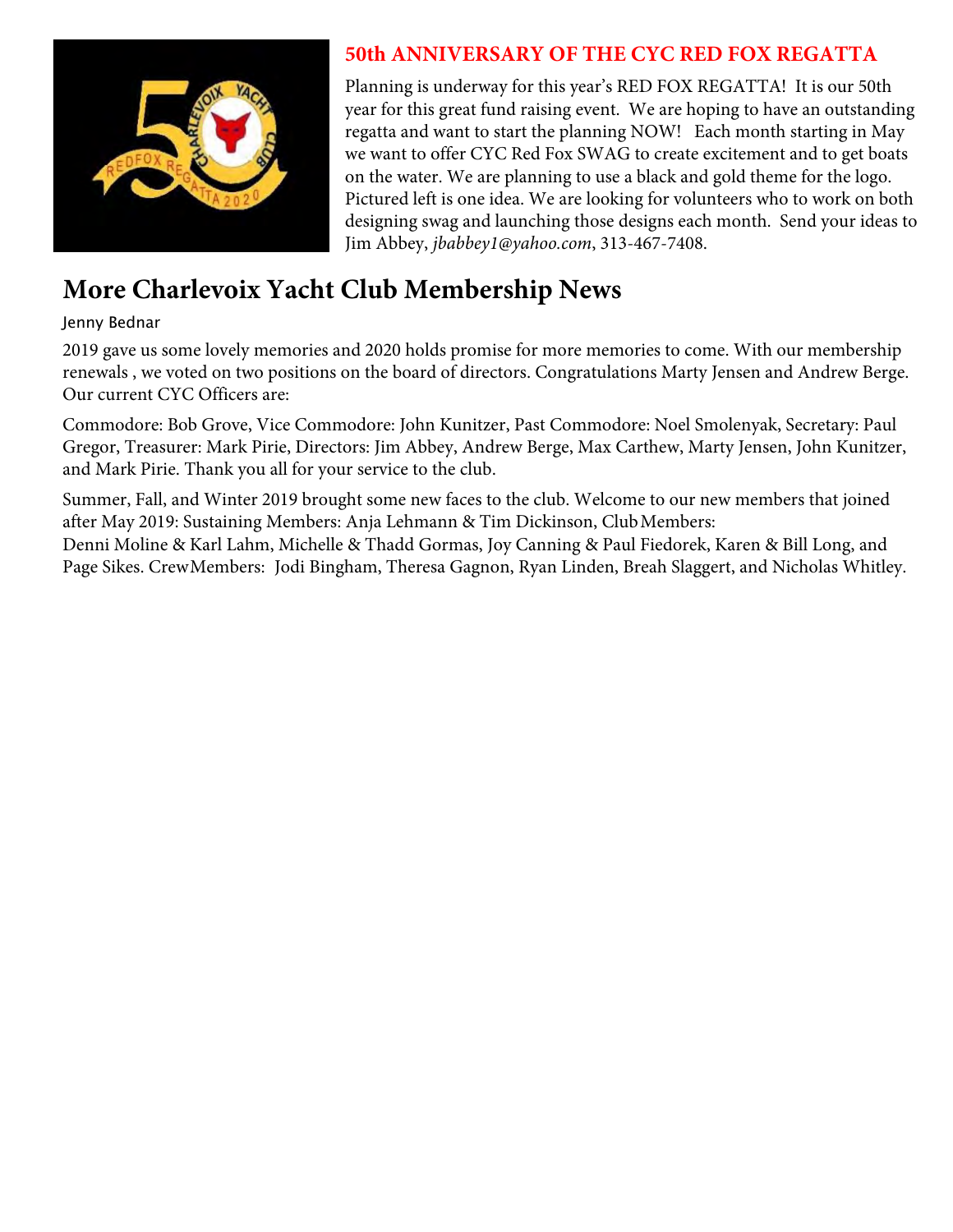## 50th ANNIVERSARY OF THE CYC RED FOX REGATTA

Planning is underway for this year's RED FOX REGATTA! It is our 50th year for this great fund raising event. We are hoping to have an outstanding regatta and want to start the planning NOW! Each month starting in May we want to offer CYC Red Fox SWAG to create excitement and to get boats on the water. We are planning to use a black and gold theme for the logo. Pictured left is one idea. We are looking for volunteers who to work on both designing swag and launching those designs each month. Send your ideas to Jim Abbey, *jbabbey1@yahoo.com*, 313-467-7408.

# More Charlevoix Yacht Club Membership News

Jenny Bednar

2019 gave us some lovely memories and 2020 holds promise for more memories to come. With our membership renewals , we voted on two positions on the board of directors. Congratulations Marty Jensen and Andrew Berge. Our current CYC Officers are:

Commodore: Bob Grove, Vice Commodore: John Kunitzer, Past Commodore: Noel Smolenyak, Secretary: Paul Gregor, Treasurer: Mark Pirie, Directors: Jim Abbey, Andrew Berge, Max Carthew, Marty Jensen, John Kunitzer, and Mark Pirie. Thank you all for your service to the club.

Summer, Fall, and Winter 2019 brought some new faces to the club. Welcome to our new members that joined after May 2019: Sustaining Members: Anja Lehmann & Tim Dickinson, Club Members: Denni Moline & Karl Lahm, Michelle & Thadd Gormas, Joy Canning & Paul Fiedorek, Karen & Bill Long, and Page Sikes. CrewMembers: Jodi Bingham, Theresa Gagnon, Ryan Linden, Breah Slaggert, and Nicholas Whitley.